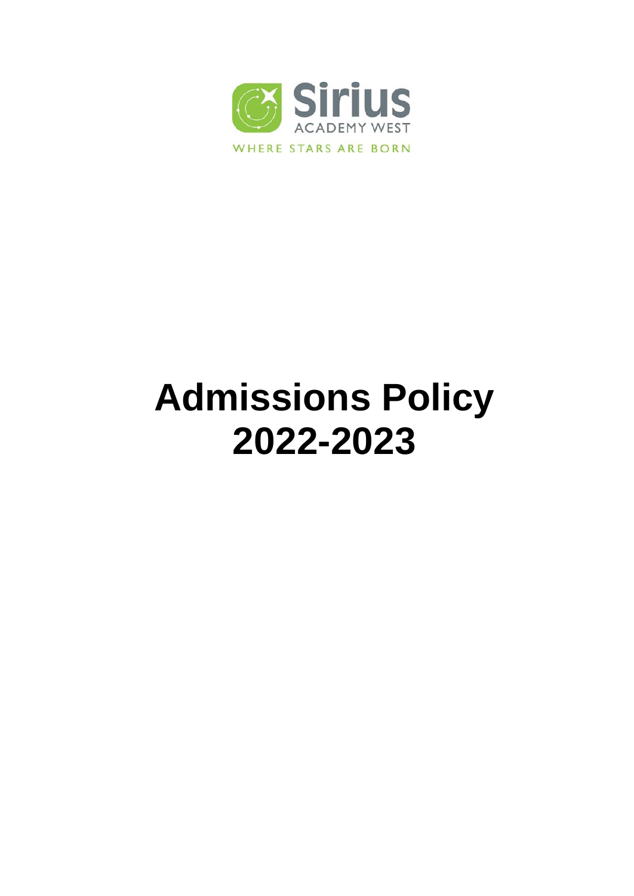Sirius

ACADEMY WEST

WHERE STARS ARE BORN

# Admissions Policy 2022-2023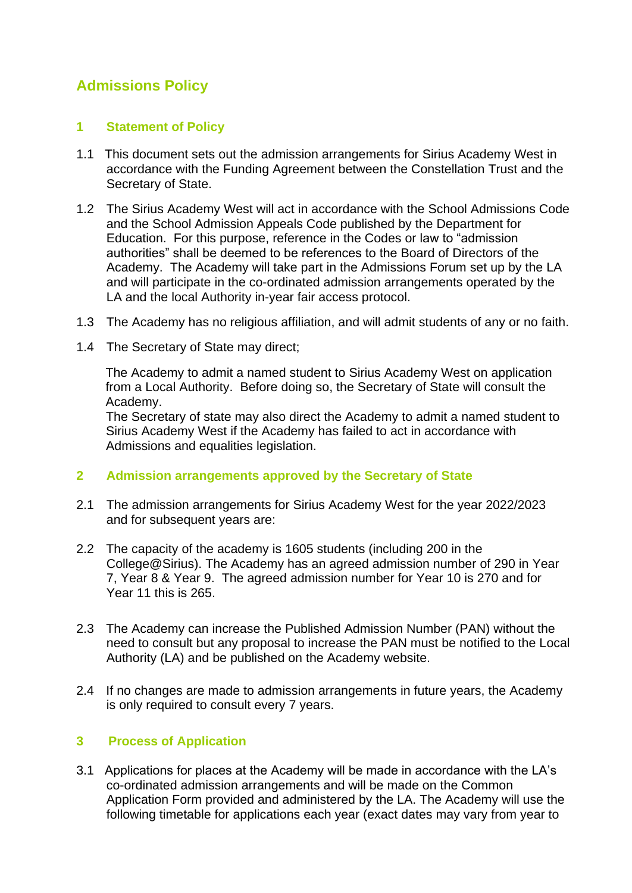## Admissions Policy

### 1 Statement of Policy

1.1 This document sets out the admission arrangements for Sirius Academy West in accordance with the Funding Agreement between the Constellation Trust and the Secretary of State.

1.2 The Sirius Academy West will act in accordance with the School Admissions Code and the School Admission Appeals Code published by the Department for Education. For this purpose, reference in the Codes or law to "admission authorities" shall be deemed to be references to the Board of Directors of the Academy. The Academy will take part in the Admissions Forum set up by the LA and will participate in the co-ordinated admission arrangements operated by the LA and the local Authority in-year fair access protocol.

1.3 The Academy has no religious affiliation, and will admit students of any or no faith.

1.4 The Secretary of State may direct;

The Academy to admit a named student to Sirius Academy West on application from a Local Authority. Before doing so, the Secretary of State will consult the Academy.
The Secretary of state may also direct the Academy to admit a named student to Sirius Academy West if the Academy has failed to act in accordance with Admissions and equalities legislation.

### 2 Admission arrangements approved by the Secretary of State

2.1 The admission arrangements for Sirius Academy West for the year 2022/2023 and for subsequent years are:

2.2 The capacity of the academy is 1605 students (including 200 in the College@Sirius). The Academy has an agreed admission number of 290 in Year 7, Year 8 & Year 9. The agreed admission number for Year 10 is 270 and for Year 11 this is 265.

2.3 The Academy can increase the Published Admission Number (PAN) without the need to consult but any proposal to increase the PAN must be notified to the Local Authority (LA) and be published on the Academy website.

2.4 If no changes are made to admission arrangements in future years, the Academy is only required to consult every 7 years.

### 3 Process of Application

3.1 Applications for places at the Academy will be made in accordance with the LA's co-ordinated admission arrangements and will be made on the Common Application Form provided and administered by the LA. The Academy will use the following timetable for applications each year (exact dates may vary from year to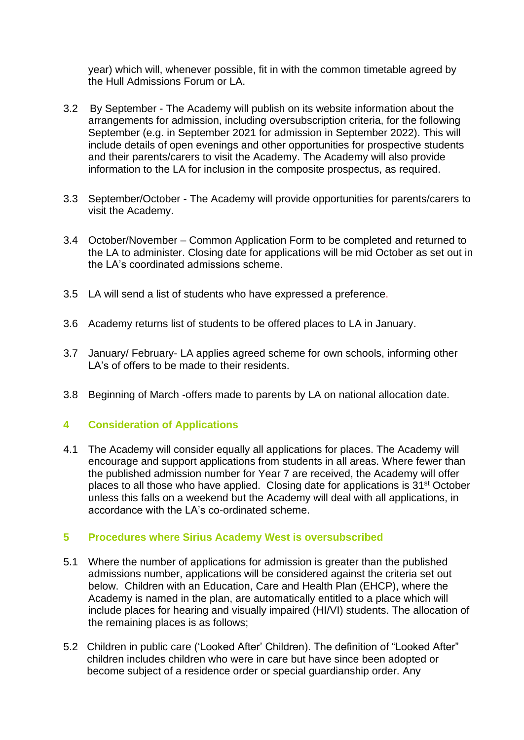year) which will, whenever possible, fit in with the common timetable agreed by the Hull Admissions Forum or LA.

3.2 By September - The Academy will publish on its website information about the arrangements for admission, including oversubscription criteria, for the following September (e.g. in September 2021 for admission in September 2022). This will include details of open evenings and other opportunities for prospective students and their parents/carers to visit the Academy. The Academy will also provide information to the LA for inclusion in the composite prospectus, as required.

3.3 September/October - The Academy will provide opportunities for parents/carers to visit the Academy.

3.4 October/November – Common Application Form to be completed and returned to the LA to administer. Closing date for applications will be mid October as set out in the LA's coordinated admissions scheme.

3.5 LA will send a list of students who have expressed a preference.

3.6 Academy returns list of students to be offered places to LA in January.

3.7 January/ February- LA applies agreed scheme for own schools, informing other LA's of offers to be made to their residents.

3.8 Beginning of March -offers made to parents by LA on national allocation date.

## 4 Consideration of Applications

4.1 The Academy will consider equally all applications for places. The Academy will encourage and support applications from students in all areas. Where fewer than the published admission number for Year 7 are received, the Academy will offer places to all those who have applied. Closing date for applications is 31st October unless this falls on a weekend but the Academy will deal with all applications, in accordance with the LA's co-ordinated scheme.

## 5 Procedures where Sirius Academy West is oversubscribed

5.1 Where the number of applications for admission is greater than the published admissions number, applications will be considered against the criteria set out below. Children with an Education, Care and Health Plan (EHCP), where the Academy is named in the plan, are automatically entitled to a place which will include places for hearing and visually impaired (HI/VI) students. The allocation of the remaining places is as follows;

5.2 Children in public care ('Looked After' Children). The definition of "Looked After" children includes children who were in care but have since been adopted or become subject of a residence order or special guardianship order. Any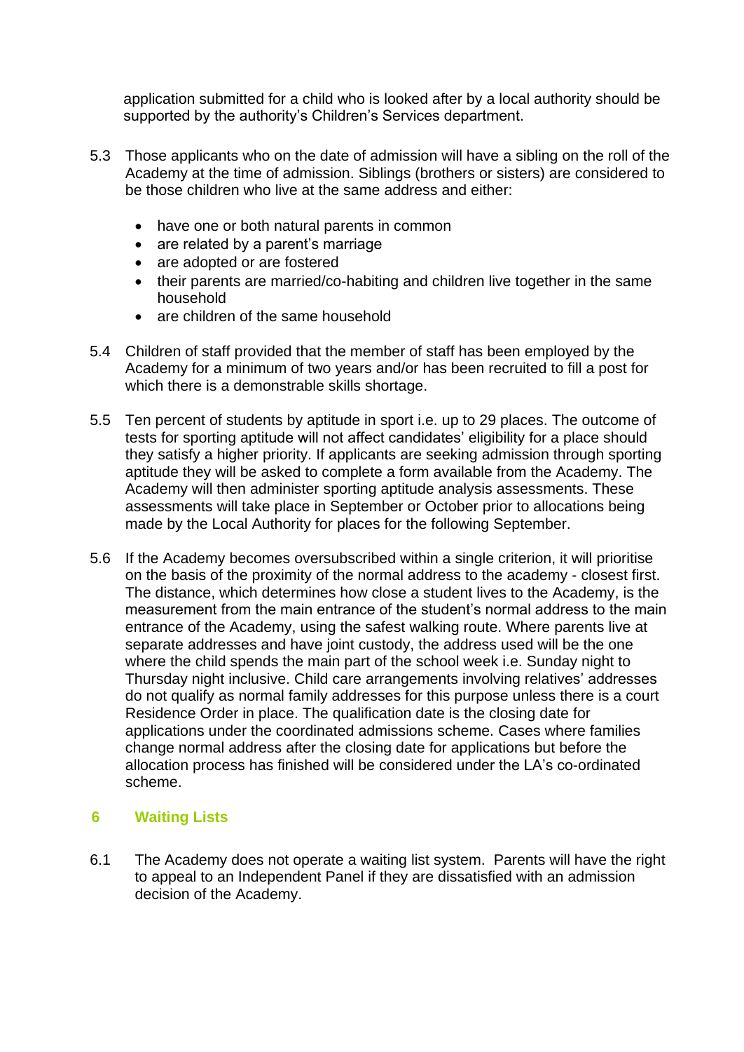application submitted for a child who is looked after by a local authority should be supported by the authority's Children's Services department.

5.3 Those applicants who on the date of admission will have a sibling on the roll of the Academy at the time of admission. Siblings (brothers or sisters) are considered to be those children who live at the same address and either:

- have one or both natural parents in common
- are related by a parent's marriage
- are adopted or are fostered
- their parents are married/co-habiting and children live together in the same household
- are children of the same household

5.4 Children of staff provided that the member of staff has been employed by the Academy for a minimum of two years and/or has been recruited to fill a post for which there is a demonstrable skills shortage.

5.5 Ten percent of students by aptitude in sport i.e. up to 29 places. The outcome of tests for sporting aptitude will not affect candidates' eligibility for a place should they satisfy a higher priority. If applicants are seeking admission through sporting aptitude they will be asked to complete a form available from the Academy. The Academy will then administer sporting aptitude analysis assessments. These assessments will take place in September or October prior to allocations being made by the Local Authority for places for the following September.

5.6 If the Academy becomes oversubscribed within a single criterion, it will prioritise on the basis of the proximity of the normal address to the academy - closest first. The distance, which determines how close a student lives to the Academy, is the measurement from the main entrance of the student's normal address to the main entrance of the Academy, using the safest walking route. Where parents live at separate addresses and have joint custody, the address used will be the one where the child spends the main part of the school week i.e. Sunday night to Thursday night inclusive. Child care arrangements involving relatives' addresses do not qualify as normal family addresses for this purpose unless there is a court Residence Order in place. The qualification date is the closing date for applications under the coordinated admissions scheme. Cases where families change normal address after the closing date for applications but before the allocation process has finished will be considered under the LA's co-ordinated scheme.

## 6 Waiting Lists

6.1 The Academy does not operate a waiting list system. Parents will have the right to appeal to an Independent Panel if they are dissatisfied with an admission decision of the Academy.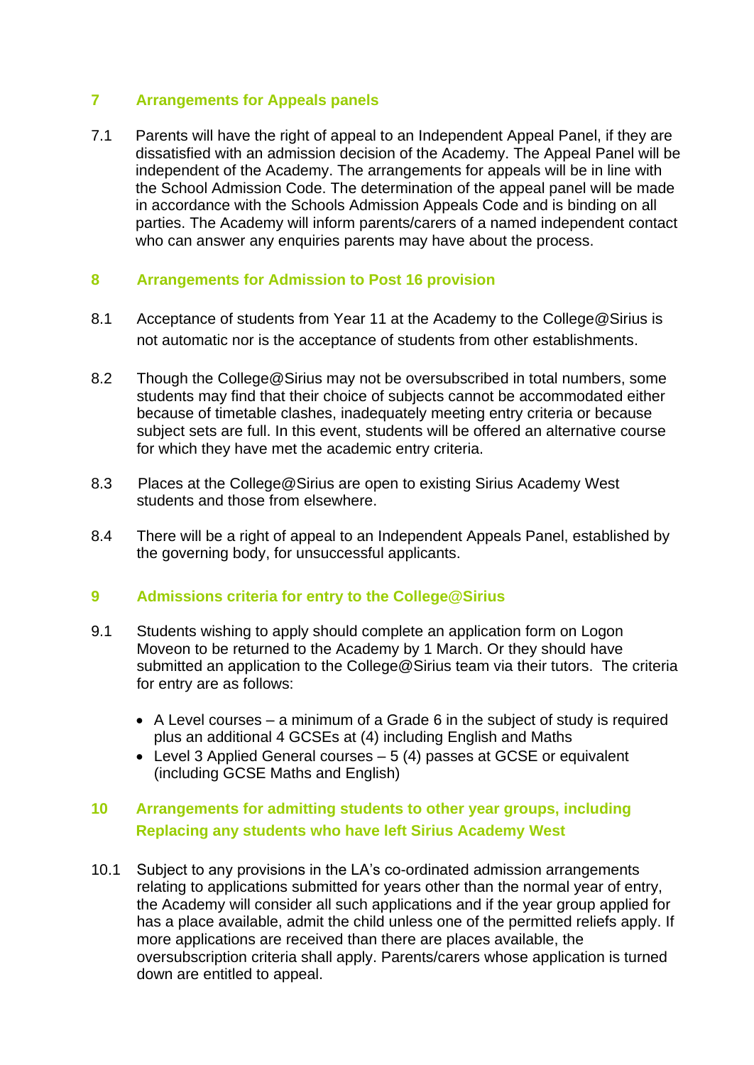## 7 Arrangements for Appeals panels

7.1 Parents will have the right of appeal to an Independent Appeal Panel, if they are dissatisfied with an admission decision of the Academy. The Appeal Panel will be independent of the Academy. The arrangements for appeals will be in line with the School Admission Code. The determination of the appeal panel will be made in accordance with the Schools Admission Appeals Code and is binding on all parties. The Academy will inform parents/carers of a named independent contact who can answer any enquiries parents may have about the process.

## 8 Arrangements for Admission to Post 16 provision

8.1 Acceptance of students from Year 11 at the Academy to the College@Sirius is not automatic nor is the acceptance of students from other establishments.

8.2 Though the College@Sirius may not be oversubscribed in total numbers, some students may find that their choice of subjects cannot be accommodated either because of timetable clashes, inadequately meeting entry criteria or because subject sets are full. In this event, students will be offered an alternative course for which they have met the academic entry criteria.

8.3 Places at the College@Sirius are open to existing Sirius Academy West students and those from elsewhere.

8.4 There will be a right of appeal to an Independent Appeals Panel, established by the governing body, for unsuccessful applicants.

## 9 Admissions criteria for entry to the College@Sirius

9.1 Students wishing to apply should complete an application form on Logon Moveon to be returned to the Academy by 1 March. Or they should have submitted an application to the College@Sirius team via their tutors. The criteria for entry are as follows:

- A Level courses – a minimum of a Grade 6 in the subject of study is required plus an additional 4 GCSEs at (4) including English and Maths
- Level 3 Applied General courses – 5 (4) passes at GCSE or equivalent (including GCSE Maths and English)

## 10 Arrangements for admitting students to other year groups, including Replacing any students who have left Sirius Academy West

10.1 Subject to any provisions in the LA's co-ordinated admission arrangements relating to applications submitted for years other than the normal year of entry, the Academy will consider all such applications and if the year group applied for has a place available, admit the child unless one of the permitted reliefs apply. If more applications are received than there are places available, the oversubscription criteria shall apply. Parents/carers whose application is turned down are entitled to appeal.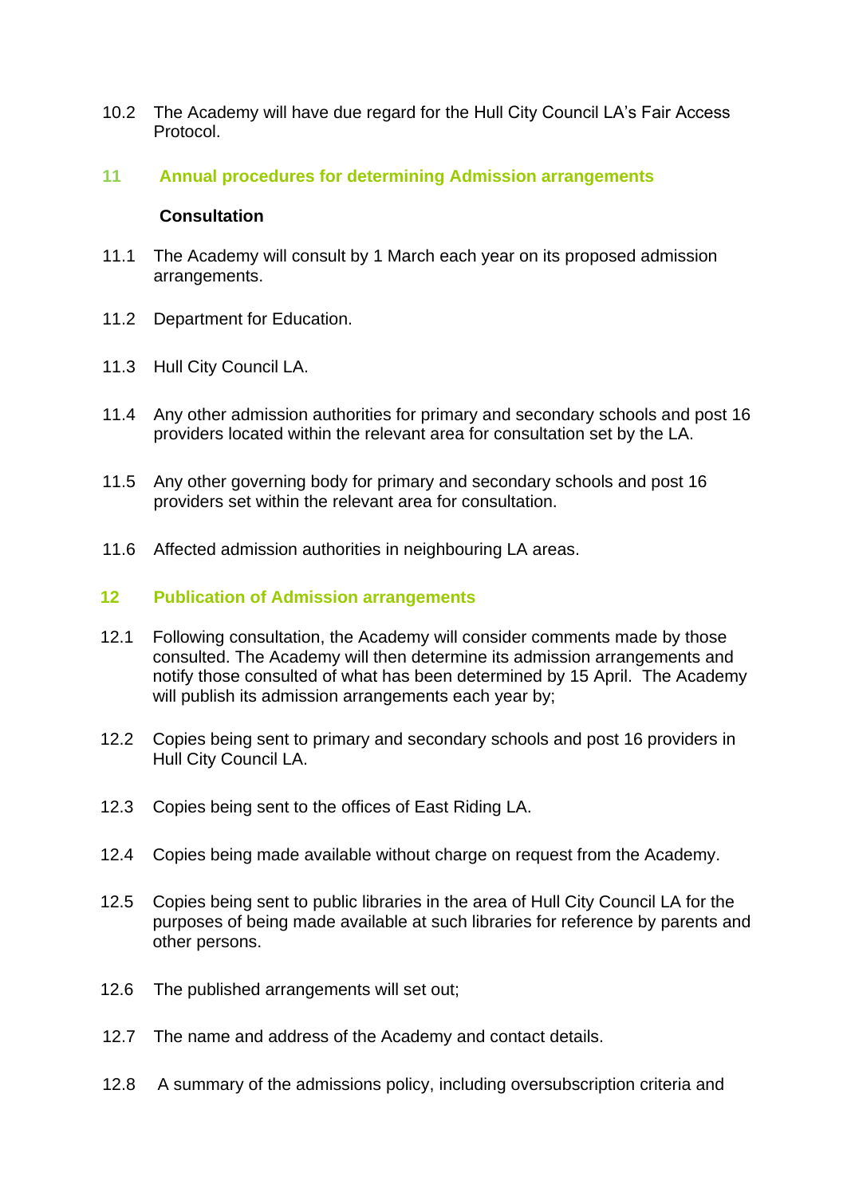10.2 The Academy will have due regard for the Hull City Council LA's Fair Access Protocol.

## 11 Annual procedures for determining Admission arrangements

**Consultation**

11.1 The Academy will consult by 1 March each year on its proposed admission arrangements.

11.2 Department for Education.

11.3 Hull City Council LA.

11.4 Any other admission authorities for primary and secondary schools and post 16 providers located within the relevant area for consultation set by the LA.

11.5 Any other governing body for primary and secondary schools and post 16 providers set within the relevant area for consultation.

11.6 Affected admission authorities in neighbouring LA areas.

## 12 Publication of Admission arrangements

12.1 Following consultation, the Academy will consider comments made by those consulted. The Academy will then determine its admission arrangements and notify those consulted of what has been determined by 15 April. The Academy will publish its admission arrangements each year by;

12.2 Copies being sent to primary and secondary schools and post 16 providers in Hull City Council LA.

12.3 Copies being sent to the offices of East Riding LA.

12.4 Copies being made available without charge on request from the Academy.

12.5 Copies being sent to public libraries in the area of Hull City Council LA for the purposes of being made available at such libraries for reference by parents and other persons.

12.6 The published arrangements will set out;

12.7 The name and address of the Academy and contact details.

12.8 A summary of the admissions policy, including oversubscription criteria and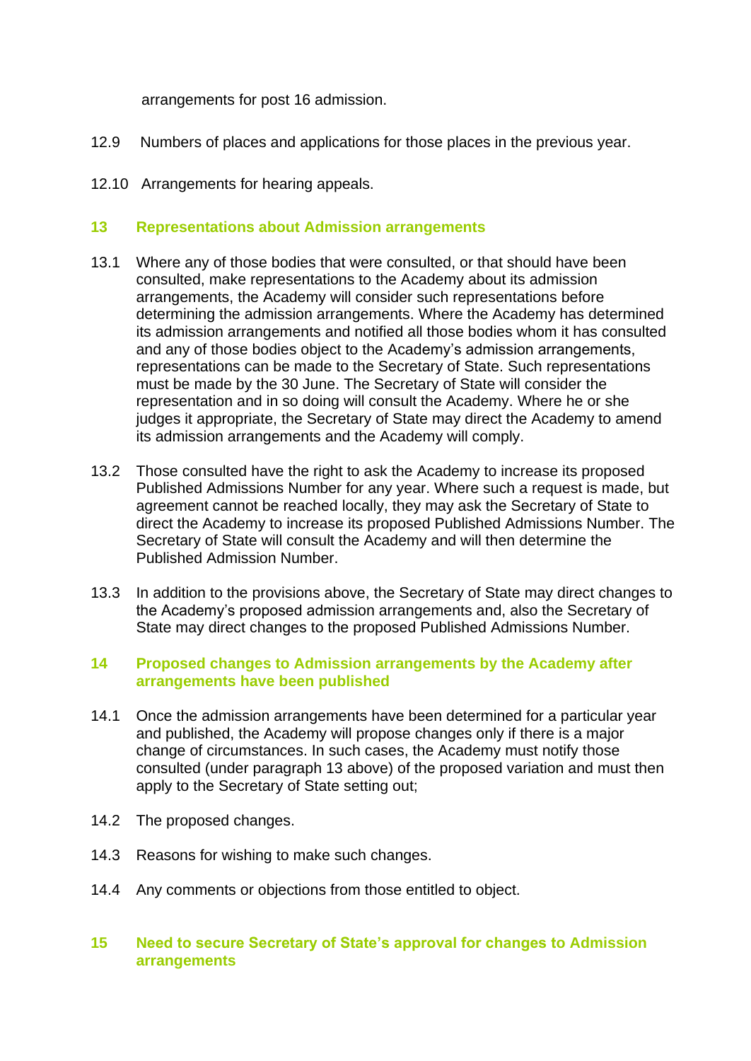arrangements for post 16 admission.

12.9 Numbers of places and applications for those places in the previous year.

12.10 Arrangements for hearing appeals.

## 13 Representations about Admission arrangements

13.1 Where any of those bodies that were consulted, or that should have been consulted, make representations to the Academy about its admission arrangements, the Academy will consider such representations before determining the admission arrangements. Where the Academy has determined its admission arrangements and notified all those bodies whom it has consulted and any of those bodies object to the Academy's admission arrangements, representations can be made to the Secretary of State. Such representations must be made by the 30 June. The Secretary of State will consider the representation and in so doing will consult the Academy. Where he or she judges it appropriate, the Secretary of State may direct the Academy to amend its admission arrangements and the Academy will comply.

13.2 Those consulted have the right to ask the Academy to increase its proposed Published Admissions Number for any year. Where such a request is made, but agreement cannot be reached locally, they may ask the Secretary of State to direct the Academy to increase its proposed Published Admissions Number. The Secretary of State will consult the Academy and will then determine the Published Admission Number.

13.3 In addition to the provisions above, the Secretary of State may direct changes to the Academy's proposed admission arrangements and, also the Secretary of State may direct changes to the proposed Published Admissions Number.

## 14 Proposed changes to Admission arrangements by the Academy after arrangements have been published

14.1 Once the admission arrangements have been determined for a particular year and published, the Academy will propose changes only if there is a major change of circumstances. In such cases, the Academy must notify those consulted (under paragraph 13 above) of the proposed variation and must then apply to the Secretary of State setting out;

14.2 The proposed changes.

14.3 Reasons for wishing to make such changes.

14.4 Any comments or objections from those entitled to object.

## 15 Need to secure Secretary of State's approval for changes to Admission arrangements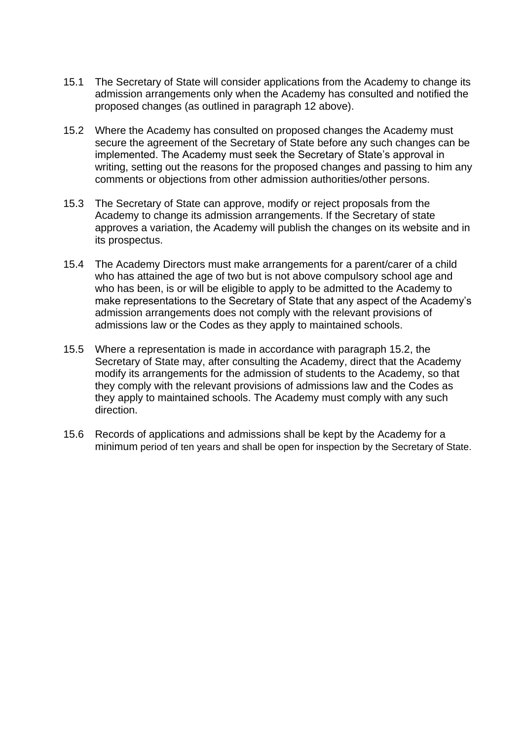15.1 The Secretary of State will consider applications from the Academy to change its admission arrangements only when the Academy has consulted and notified the proposed changes (as outlined in paragraph 12 above).

15.2 Where the Academy has consulted on proposed changes the Academy must secure the agreement of the Secretary of State before any such changes can be implemented. The Academy must seek the Secretary of State's approval in writing, setting out the reasons for the proposed changes and passing to him any comments or objections from other admission authorities/other persons.

15.3 The Secretary of State can approve, modify or reject proposals from the Academy to change its admission arrangements. If the Secretary of state approves a variation, the Academy will publish the changes on its website and in its prospectus.

15.4 The Academy Directors must make arrangements for a parent/carer of a child who has attained the age of two but is not above compulsory school age and who has been, is or will be eligible to apply to be admitted to the Academy to make representations to the Secretary of State that any aspect of the Academy's admission arrangements does not comply with the relevant provisions of admissions law or the Codes as they apply to maintained schools.

15.5 Where a representation is made in accordance with paragraph 15.2, the Secretary of State may, after consulting the Academy, direct that the Academy modify its arrangements for the admission of students to the Academy, so that they comply with the relevant provisions of admissions law and the Codes as they apply to maintained schools. The Academy must comply with any such direction.

15.6 Records of applications and admissions shall be kept by the Academy for a minimum period of ten years and shall be open for inspection by the Secretary of State.